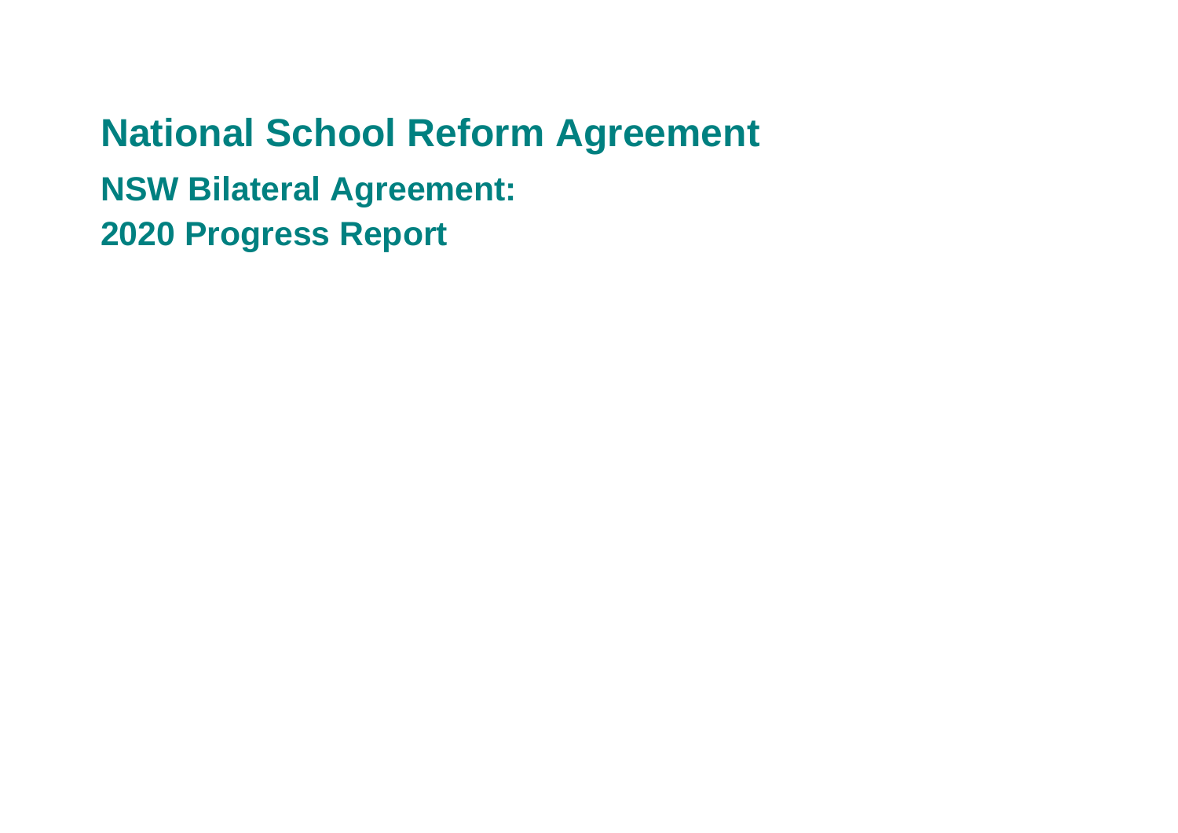# National School Reform Agreement

## NSW Bilateral Agreement:

## 2020 Progress Report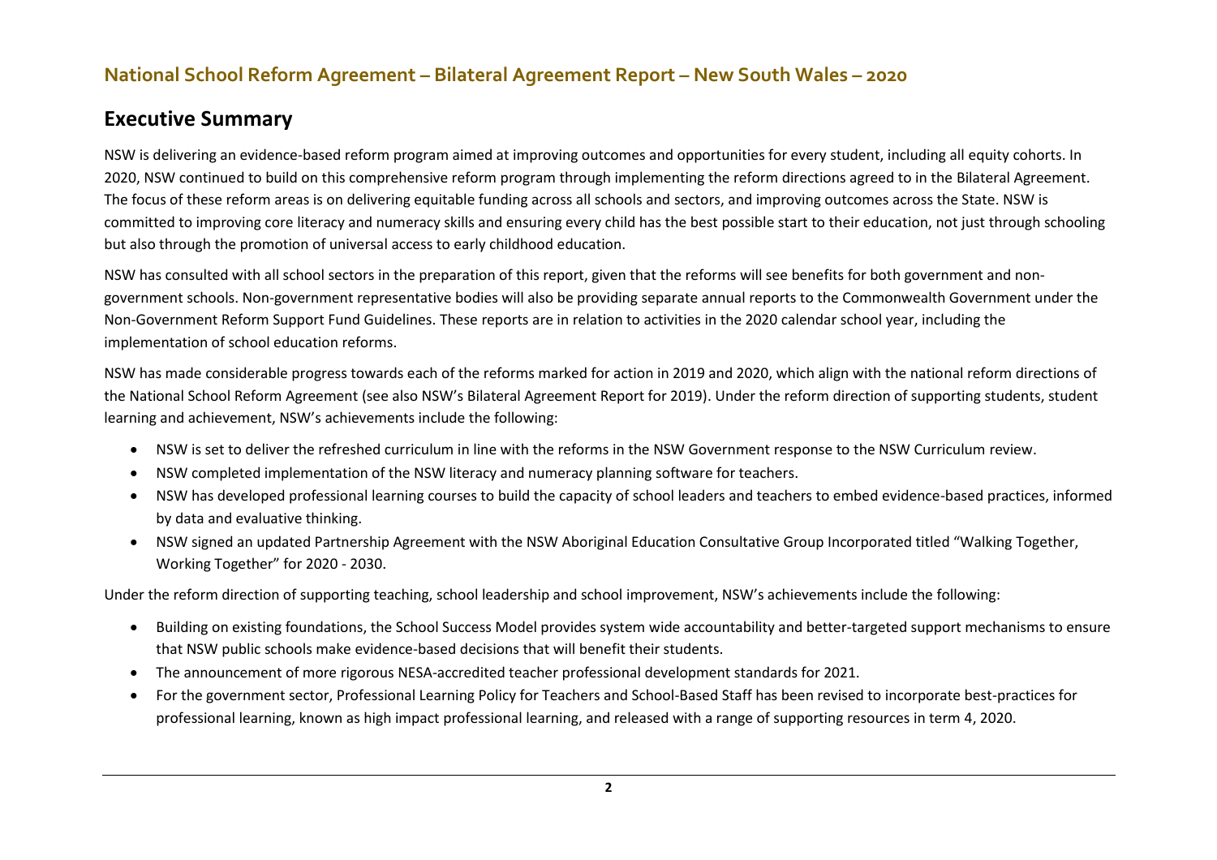## National School Reform Agreement – Bilateral Agreement Report – New South Wales – 2020

# Executive Summary

NSW is delivering an evidence-based reform program aimed at improving outcomes and opportunities for every student, including all equity cohorts. In 2020, NSW continued to build on this comprehensive reform program through implementing the reform directions agreed to in the Bilateral Agreement. The focus of these reform areas is on delivering equitable funding across all schools and sectors, and improving outcomes across the State. NSW is committed to improving core literacy and numeracy skills and ensuring every child has the best possible start to their education, not just through schooling but also through the promotion of universal access to early childhood education.

NSW has consulted with all school sectors in the preparation of this report, given that the reforms will see benefits for both government and non-government schools. Non-government representative bodies will also be providing separate annual reports to the Commonwealth Government under the Non-Government Reform Support Fund Guidelines. These reports are in relation to activities in the 2020 calendar school year, including the implementation of school education reforms.

NSW has made considerable progress towards each of the reforms marked for action in 2019 and 2020, which align with the national reform directions of the National School Reform Agreement (see also NSW's Bilateral Agreement Report for 2019). Under the reform direction of supporting students, student learning and achievement, NSW's achievements include the following:

- NSW is set to deliver the refreshed curriculum in line with the reforms in the NSW Government response to the NSW Curriculum review.
- NSW completed implementation of the NSW literacy and numeracy planning software for teachers.
- NSW has developed professional learning courses to build the capacity of school leaders and teachers to embed evidence-based practices, informed by data and evaluative thinking.
- NSW signed an updated Partnership Agreement with the NSW Aboriginal Education Consultative Group Incorporated titled "Walking Together, Working Together" for 2020 - 2030.

Under the reform direction of supporting teaching, school leadership and school improvement, NSW's achievements include the following:

- Building on existing foundations, the School Success Model provides system wide accountability and better-targeted support mechanisms to ensure that NSW public schools make evidence-based decisions that will benefit their students.
- The announcement of more rigorous NESA-accredited teacher professional development standards for 2021.
- For the government sector, Professional Learning Policy for Teachers and School-Based Staff has been revised to incorporate best-practices for professional learning, known as high impact professional learning, and released with a range of supporting resources in term 4, 2020.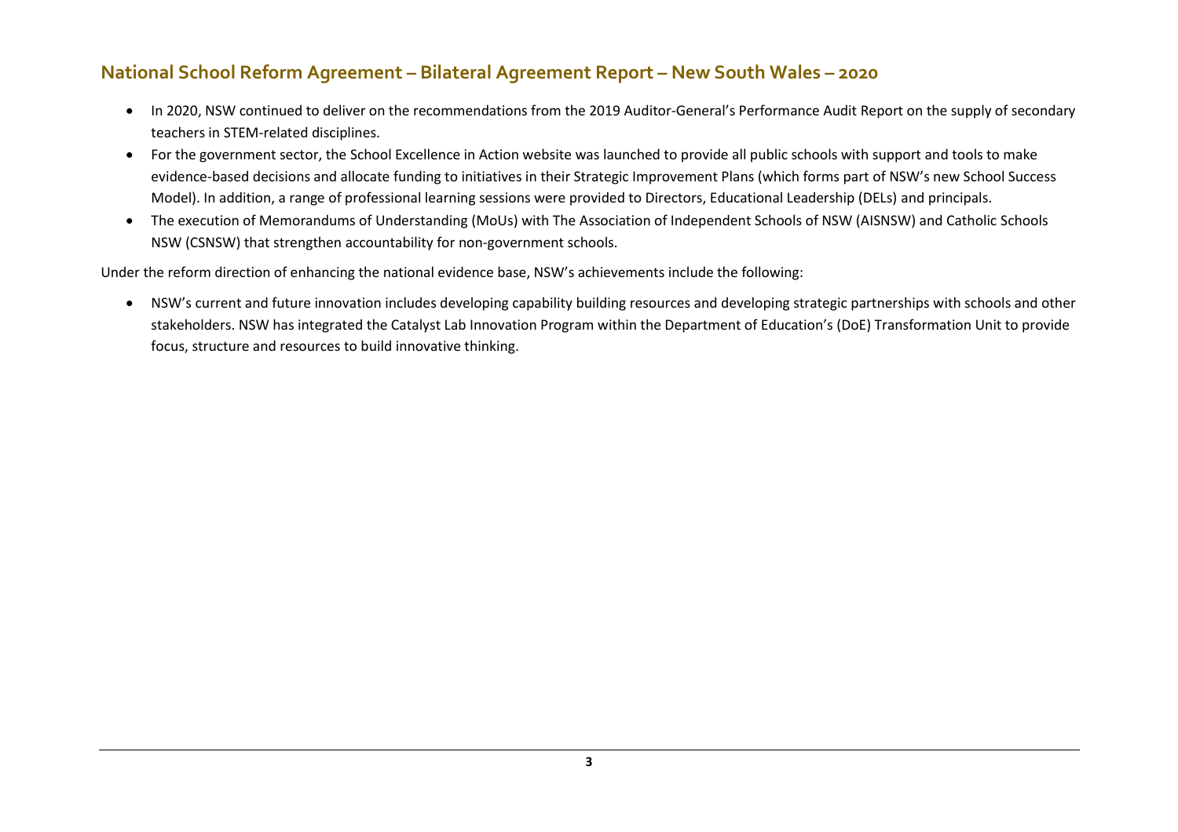- In 2020, NSW continued to deliver on the recommendations from the 2019 Auditor-General's Performance Audit Report on the supply of secondary teachers in STEM-related disciplines.
- For the government sector, the School Excellence in Action website was launched to provide all public schools with support and tools to make evidence-based decisions and allocate funding to initiatives in their Strategic Improvement Plans (which forms part of NSW's new School Success Model). In addition, a range of professional learning sessions were provided to Directors, Educational Leadership (DELs) and principals.
- The execution of Memorandums of Understanding (MoUs) with The Association of Independent Schools of NSW (AISNSW) and Catholic Schools NSW (CSNSW) that strengthen accountability for non-government schools.

Under the reform direction of enhancing the national evidence base, NSW's achievements include the following:

- NSW's current and future innovation includes developing capability building resources and developing strategic partnerships with schools and other stakeholders. NSW has integrated the Catalyst Lab Innovation Program within the Department of Education's (DoE) Transformation Unit to provide focus, structure and resources to build innovative thinking.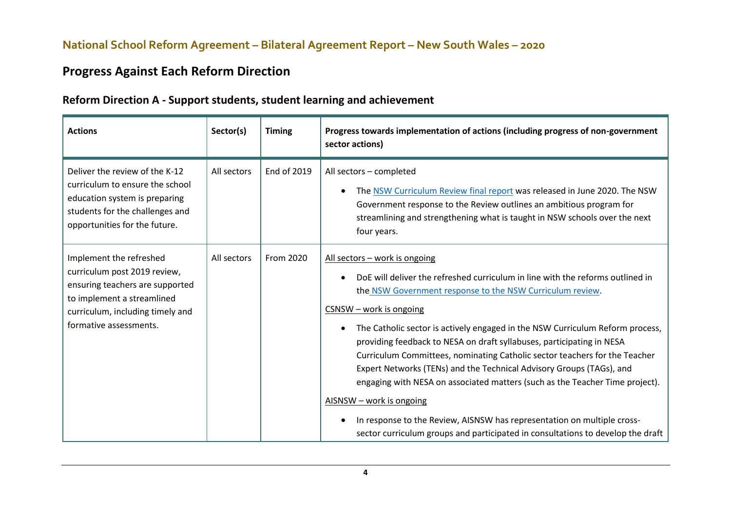## National School Reform Agreement – Bilateral Agreement Report – New South Wales – 2020

# Progress Against Each Reform Direction

## Reform Direction A - Support students, student learning and achievement

| Actions | Sector(s) | Timing | Progress towards implementation of actions (including progress of non-government sector actions) |
|---|---|---|---|
| Deliver the review of the K-12 curriculum to ensure the school education system is preparing students for the challenges and opportunities for the future. | All sectors | End of 2019 | All sectors – completed<br><br>• The NSW Curriculum Review final report was released in June 2020. The NSW Government response to the Review outlines an ambitious program for streamlining and strengthening what is taught in NSW schools over the next four years. |
| Implement the refreshed curriculum post 2019 review, ensuring teachers are supported to implement a streamlined curriculum, including timely and formative assessments. | All sectors | From 2020 | All sectors – work is ongoing<br><br>• DoE will deliver the refreshed curriculum in line with the reforms outlined in the NSW Government response to the NSW Curriculum review.<br><br>CSNSW – work is ongoing<br><br>• The Catholic sector is actively engaged in the NSW Curriculum Reform process, providing feedback to NESA on draft syllabuses, participating in NESA Curriculum Committees, nominating Catholic sector teachers for the Teacher Expert Networks (TENs) and the Technical Advisory Groups (TAGs), and engaging with NESA on associated matters (such as the Teacher Time project).<br><br>AISNSW – work is ongoing<br><br>• In response to the Review, AISNSW has representation on multiple cross-sector curriculum groups and participated in consultations to develop the draft |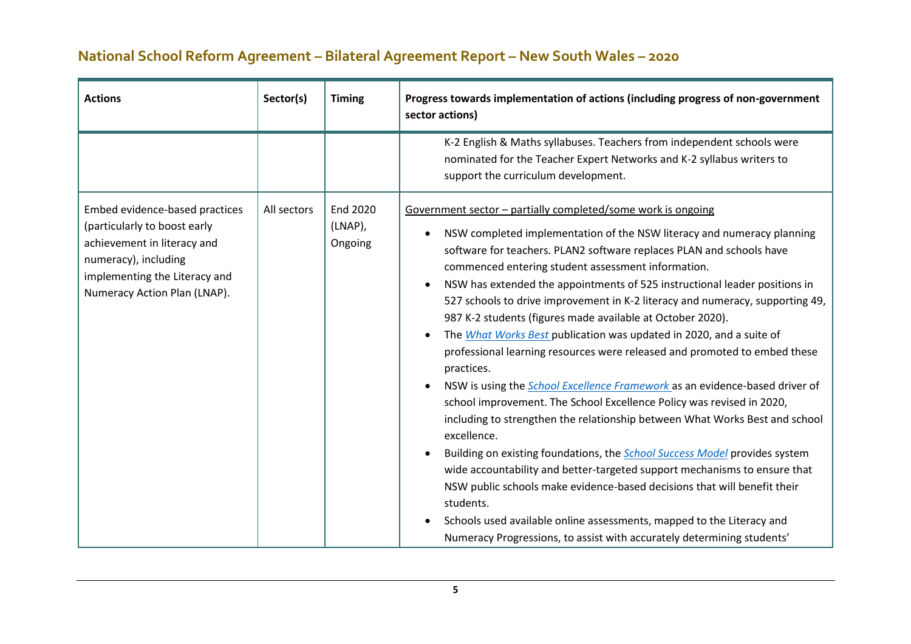## National School Reform Agreement – Bilateral Agreement Report – New South Wales – 2020

| Actions | Sector(s) | Timing | Progress towards implementation of actions (including progress of non-government sector actions) |
| --- | --- | --- | --- |
| | | | K-2 English & Maths syllabuses. Teachers from independent schools were nominated for the Teacher Expert Networks and K-2 syllabus writers to support the curriculum development. |
| Embed evidence-based practices (particularly to boost early achievement in literacy and numeracy), including implementing the Literacy and Numeracy Action Plan (LNAP). | All sectors | End 2020 (LNAP), Ongoing | Government sector – partially completed/some work is ongoing<br>• NSW completed implementation of the NSW literacy and numeracy planning software for teachers. PLAN2 software replaces PLAN and schools have commenced entering student assessment information.<br>• NSW has extended the appointments of 525 instructional leader positions in 527 schools to drive improvement in K-2 literacy and numeracy, supporting 49, 987 K-2 students (figures made available at October 2020).<br>• The *What Works Best* publication was updated in 2020, and a suite of professional learning resources were released and promoted to embed these practices.<br>• NSW is using the *School Excellence Framework* as an evidence-based driver of school improvement. The School Excellence Policy was revised in 2020, including to strengthen the relationship between What Works Best and school excellence.<br>• Building on existing foundations, the *School Success Model* provides system wide accountability and better-targeted support mechanisms to ensure that NSW public schools make evidence-based decisions that will benefit their students.<br>• Schools used available online assessments, mapped to the Literacy and Numeracy Progressions, to assist with accurately determining students' |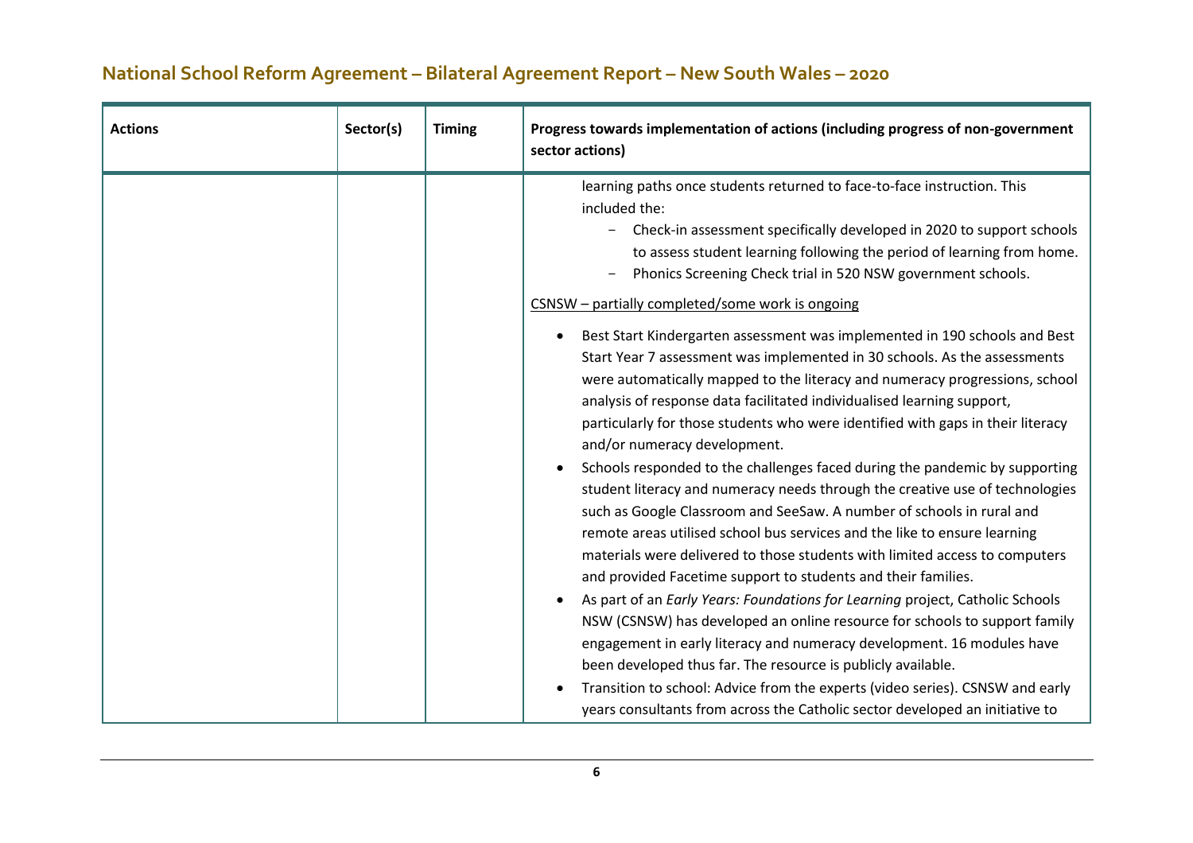## National School Reform Agreement – Bilateral Agreement Report – New South Wales – 2020

| Actions | Sector(s) | Timing | Progress towards implementation of actions (including progress of non-government sector actions) |
|---|---|---|---|
| | | | learning paths once students returned to face-to-face instruction. This included the:<br>– Check-in assessment specifically developed in 2020 to support schools to assess student learning following the period of learning from home.<br>– Phonics Screening Check trial in 520 NSW government schools.<br><br><u>CSNSW – partially completed/some work is ongoing</u><br><br>• Best Start Kindergarten assessment was implemented in 190 schools and Best Start Year 7 assessment was implemented in 30 schools. As the assessments were automatically mapped to the literacy and numeracy progressions, school analysis of response data facilitated individualised learning support, particularly for those students who were identified with gaps in their literacy and/or numeracy development.<br>• Schools responded to the challenges faced during the pandemic by supporting student literacy and numeracy needs through the creative use of technologies such as Google Classroom and SeeSaw. A number of schools in rural and remote areas utilised school bus services and the like to ensure learning materials were delivered to those students with limited access to computers and provided Facetime support to students and their families.<br>• As part of an *Early Years: Foundations for Learning* project, Catholic Schools NSW (CSNSW) has developed an online resource for schools to support family engagement in early literacy and numeracy development. 16 modules have been developed thus far. The resource is publicly available.<br>• Transition to school: Advice from the experts (video series). CSNSW and early years consultants from across the Catholic sector developed an initiative to |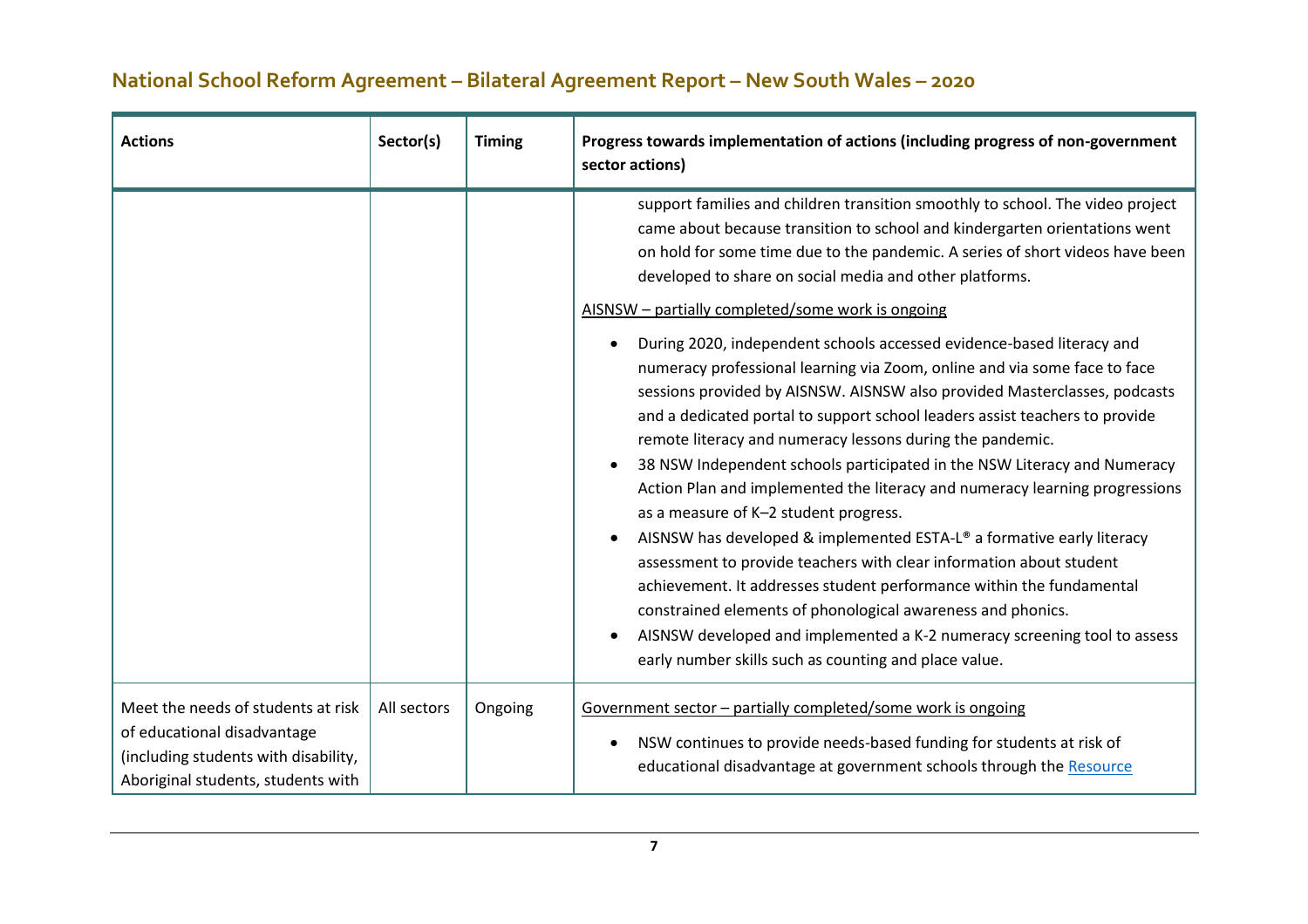## National School Reform Agreement – Bilateral Agreement Report – New South Wales – 2020

| Actions | Sector(s) | Timing | Progress towards implementation of actions (including progress of non-government sector actions) |
|---|---|---|---|
| | | | support families and children transition smoothly to school. The video project came about because transition to school and kindergarten orientations went on hold for some time due to the pandemic. A series of short videos have been developed to share on social media and other platforms.<br><br>AISNSW – partially completed/some work is ongoing<br><br>• During 2020, independent schools accessed evidence-based literacy and numeracy professional learning via Zoom, online and via some face to face sessions provided by AISNSW. AISNSW also provided Masterclasses, podcasts and a dedicated portal to support school leaders assist teachers to provide remote literacy and numeracy lessons during the pandemic.<br>• 38 NSW Independent schools participated in the NSW Literacy and Numeracy Action Plan and implemented the literacy and numeracy learning progressions as a measure of K–2 student progress.<br>• AISNSW has developed & implemented ESTA-L® a formative early literacy assessment to provide teachers with clear information about student achievement. It addresses student performance within the fundamental constrained elements of phonological awareness and phonics.<br>• AISNSW developed and implemented a K-2 numeracy screening tool to assess early number skills such as counting and place value. |
| Meet the needs of students at risk of educational disadvantage (including students with disability, Aboriginal students, students with | All sectors | Ongoing | Government sector – partially completed/some work is ongoing<br><br>• NSW continues to provide needs-based funding for students at risk of educational disadvantage at government schools through the Resource |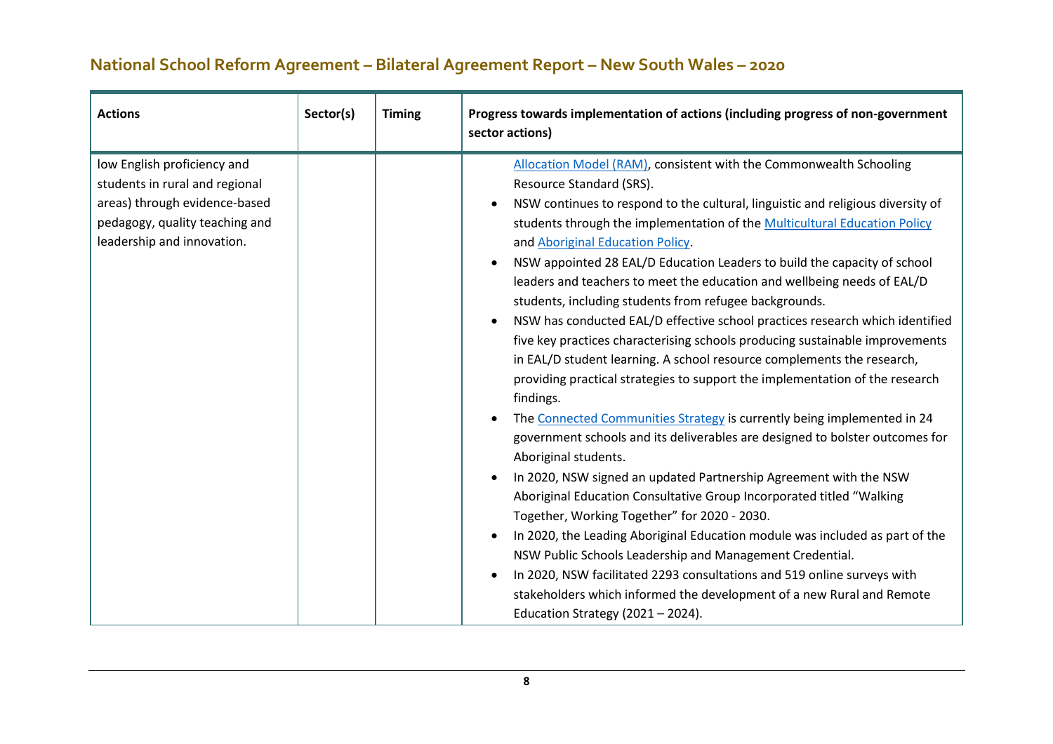## National School Reform Agreement – Bilateral Agreement Report – New South Wales – 2020

| Actions | Sector(s) | Timing | Progress towards implementation of actions (including progress of non-government sector actions) |
|---|---|---|---|
| low English proficiency and students in rural and regional areas) through evidence-based pedagogy, quality teaching and leadership and innovation. | | | Allocation Model (RAM), consistent with the Commonwealth Schooling Resource Standard (SRS).<br>• NSW continues to respond to the cultural, linguistic and religious diversity of students through the implementation of the Multicultural Education Policy and Aboriginal Education Policy.<br>• NSW appointed 28 EAL/D Education Leaders to build the capacity of school leaders and teachers to meet the education and wellbeing needs of EAL/D students, including students from refugee backgrounds.<br>• NSW has conducted EAL/D effective school practices research which identified five key practices characterising schools producing sustainable improvements in EAL/D student learning. A school resource complements the research, providing practical strategies to support the implementation of the research findings.<br>• The Connected Communities Strategy is currently being implemented in 24 government schools and its deliverables are designed to bolster outcomes for Aboriginal students.<br>• In 2020, NSW signed an updated Partnership Agreement with the NSW Aboriginal Education Consultative Group Incorporated titled "Walking Together, Working Together" for 2020 - 2030.<br>• In 2020, the Leading Aboriginal Education module was included as part of the NSW Public Schools Leadership and Management Credential.<br>• In 2020, NSW facilitated 2293 consultations and 519 online surveys with stakeholders which informed the development of a new Rural and Remote Education Strategy (2021 – 2024). |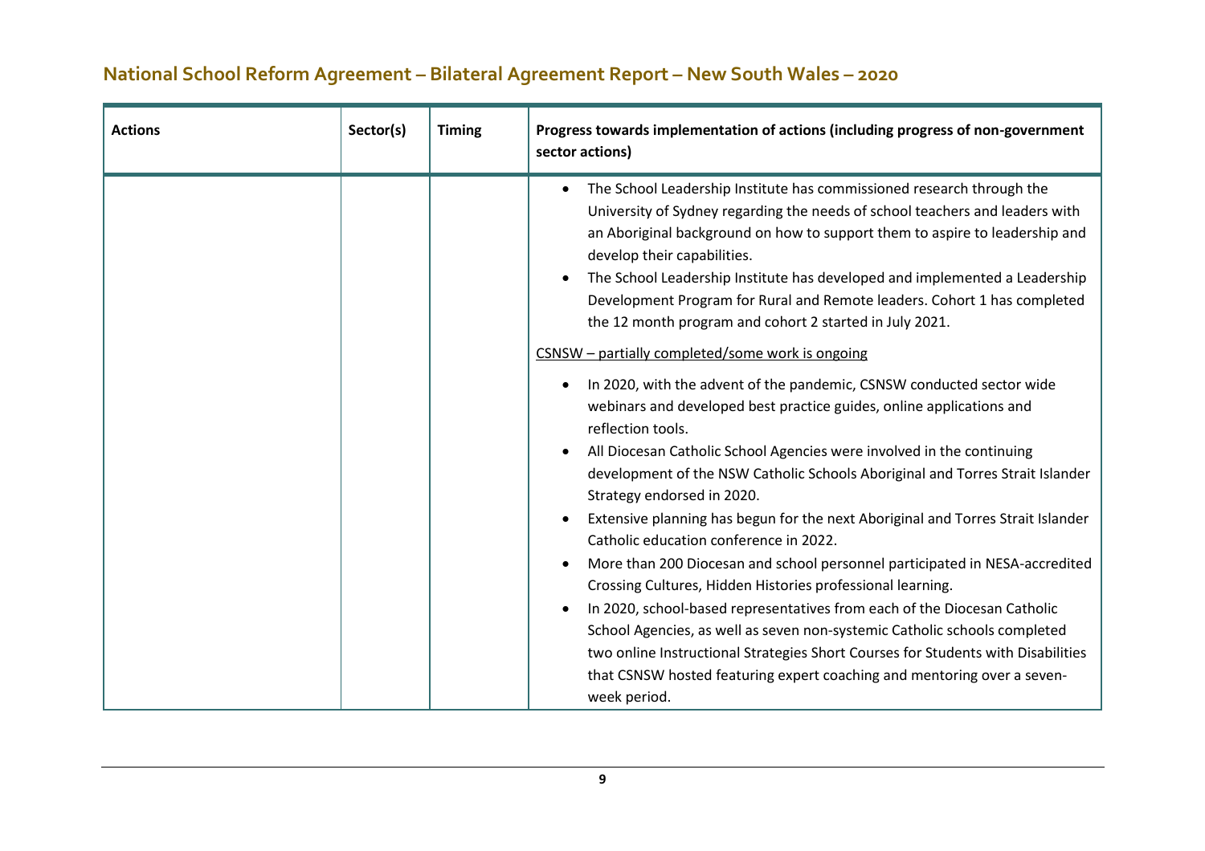## National School Reform Agreement – Bilateral Agreement Report – New South Wales – 2020

| Actions | Sector(s) | Timing | Progress towards implementation of actions (including progress of non-government sector actions) |
|---|---|---|---|
| | | | • The School Leadership Institute has commissioned research through the University of Sydney regarding the needs of school teachers and leaders with an Aboriginal background on how to support them to aspire to leadership and develop their capabilities.<br>• The School Leadership Institute has developed and implemented a Leadership Development Program for Rural and Remote leaders. Cohort 1 has completed the 12 month program and cohort 2 started in July 2021.<br><br><u>CSNSW – partially completed/some work is ongoing</u><br><br>• In 2020, with the advent of the pandemic, CSNSW conducted sector wide webinars and developed best practice guides, online applications and reflection tools.<br>• All Diocesan Catholic School Agencies were involved in the continuing development of the NSW Catholic Schools Aboriginal and Torres Strait Islander Strategy endorsed in 2020.<br>• Extensive planning has begun for the next Aboriginal and Torres Strait Islander Catholic education conference in 2022.<br>• More than 200 Diocesan and school personnel participated in NESA-accredited Crossing Cultures, Hidden Histories professional learning.<br>• In 2020, school-based representatives from each of the Diocesan Catholic School Agencies, as well as seven non-systemic Catholic schools completed two online Instructional Strategies Short Courses for Students with Disabilities that CSNSW hosted featuring expert coaching and mentoring over a seven-week period. |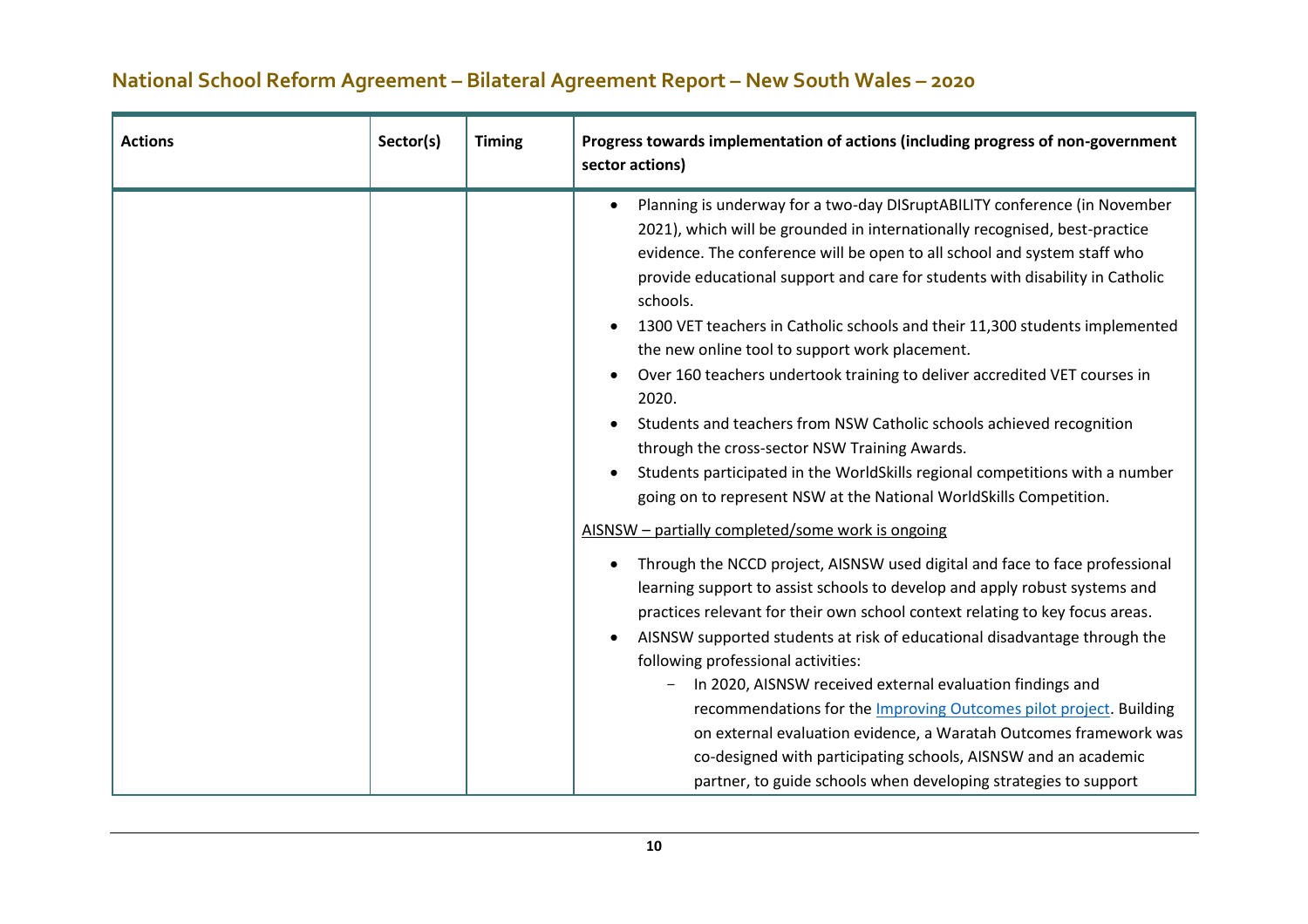| Actions | Sector(s) | Timing | Progress towards implementation of actions (including progress of non-government sector actions) |
| --- | --- | --- | --- |
| | | | • Planning is underway for a two-day DISruptABILITY conference (in November 2021), which will be grounded in internationally recognised, best-practice evidence. The conference will be open to all school and system staff who provide educational support and care for students with disability in Catholic schools.<br>• 1300 VET teachers in Catholic schools and their 11,300 students implemented the new online tool to support work placement.<br>• Over 160 teachers undertook training to deliver accredited VET courses in 2020.<br>• Students and teachers from NSW Catholic schools achieved recognition through the cross-sector NSW Training Awards.<br>• Students participated in the WorldSkills regional competitions with a number going on to represent NSW at the National WorldSkills Competition.<br><br>AISNSW – partially completed/some work is ongoing<br><br>• Through the NCCD project, AISNSW used digital and face to face professional learning support to assist schools to develop and apply robust systems and practices relevant for their own school context relating to key focus areas.<br>• AISNSW supported students at risk of educational disadvantage through the following professional activities:<br>&nbsp;&nbsp;– In 2020, AISNSW received external evaluation findings and recommendations for the Improving Outcomes pilot project. Building on external evaluation evidence, a Waratah Outcomes framework was co-designed with participating schools, AISNSW and an academic partner, to guide schools when developing strategies to support |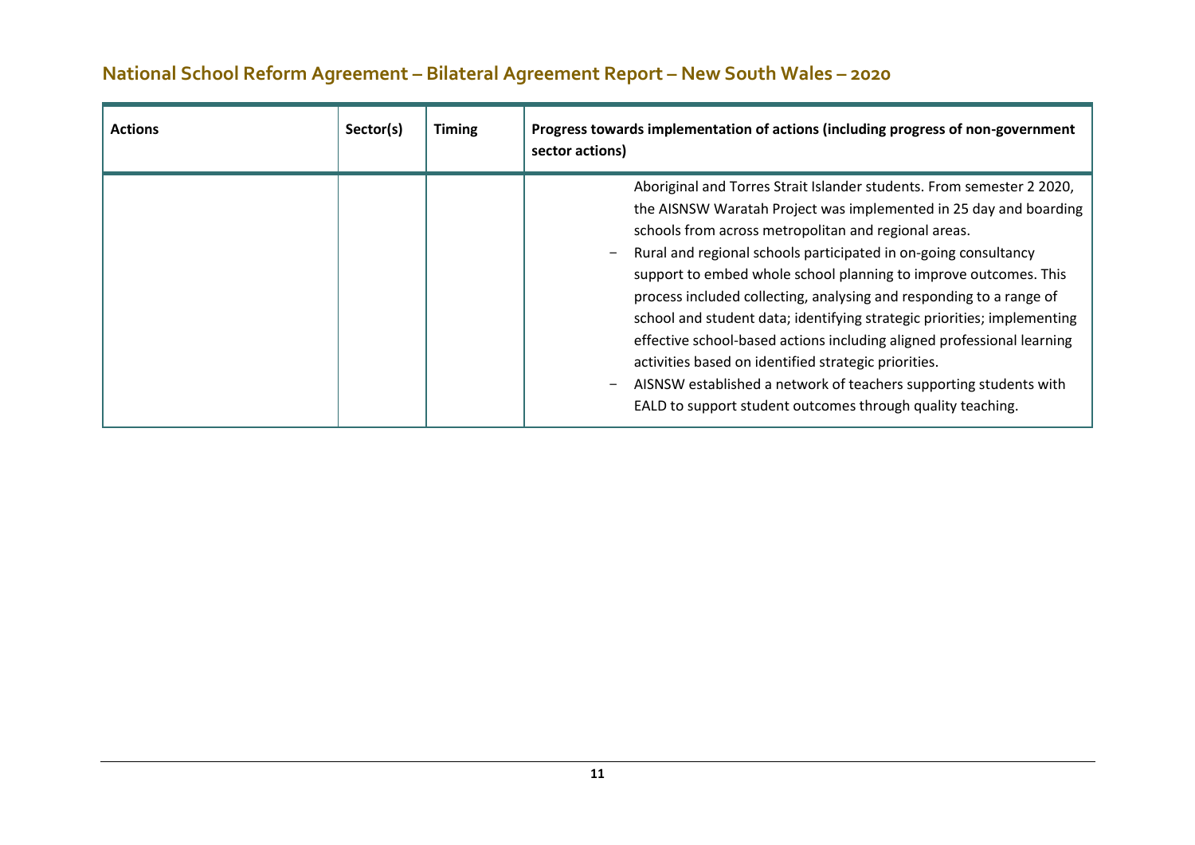| Actions | Sector(s) | Timing | Progress towards implementation of actions (including progress of non-government sector actions) |
|---|---|---|---|
| | | | Aboriginal and Torres Strait Islander students. From semester 2 2020, the AISNSW Waratah Project was implemented in 25 day and boarding schools from across metropolitan and regional areas.<br>− Rural and regional schools participated in on-going consultancy support to embed whole school planning to improve outcomes. This process included collecting, analysing and responding to a range of school and student data; identifying strategic priorities; implementing effective school-based actions including aligned professional learning activities based on identified strategic priorities.<br>− AISNSW established a network of teachers supporting students with EALD to support student outcomes through quality teaching. |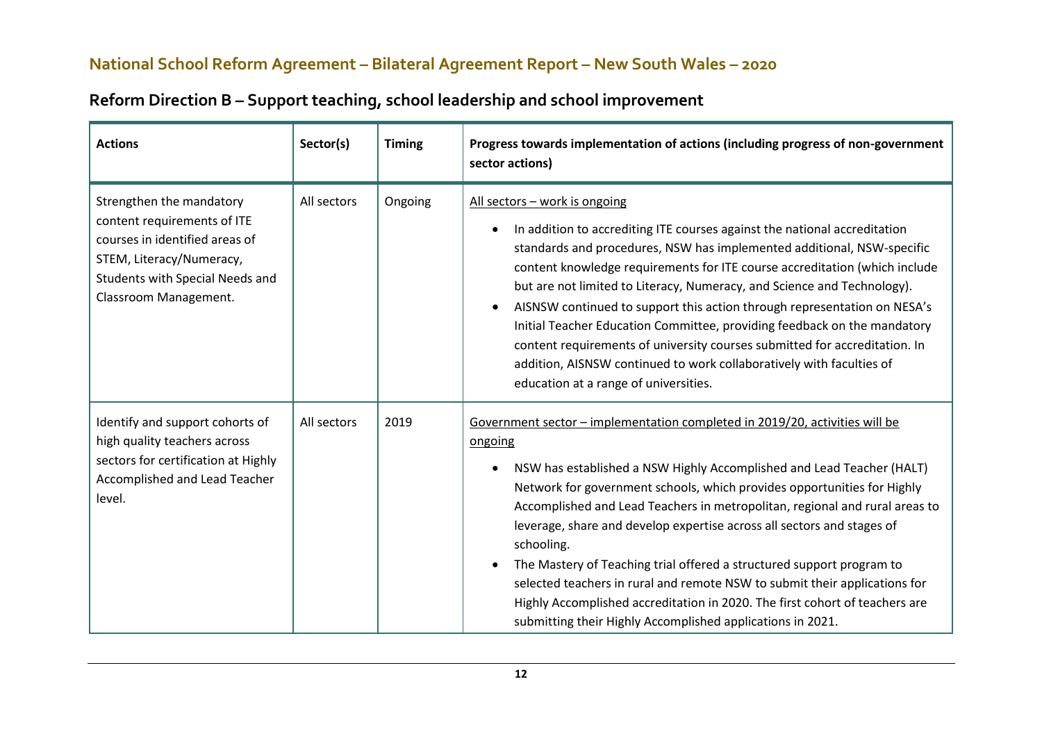## National School Reform Agreement – Bilateral Agreement Report – New South Wales – 2020

## Reform Direction B – Support teaching, school leadership and school improvement

| Actions | Sector(s) | Timing | Progress towards implementation of actions (including progress of non-government sector actions) |
|---|---|---|---|
| Strengthen the mandatory content requirements of ITE courses in identified areas of STEM, Literacy/Numeracy, Students with Special Needs and Classroom Management. | All sectors | Ongoing | All sectors – work is ongoing<br><br>• In addition to accrediting ITE courses against the national accreditation standards and procedures, NSW has implemented additional, NSW-specific content knowledge requirements for ITE course accreditation (which include but are not limited to Literacy, Numeracy, and Science and Technology).<br>• AISNSW continued to support this action through representation on NESA's Initial Teacher Education Committee, providing feedback on the mandatory content requirements of university courses submitted for accreditation. In addition, AISNSW continued to work collaboratively with faculties of education at a range of universities. |
| Identify and support cohorts of high quality teachers across sectors for certification at Highly Accomplished and Lead Teacher level. | All sectors | 2019 | Government sector – implementation completed in 2019/20, activities will be ongoing<br><br>• NSW has established a NSW Highly Accomplished and Lead Teacher (HALT) Network for government schools, which provides opportunities for Highly Accomplished and Lead Teachers in metropolitan, regional and rural areas to leverage, share and develop expertise across all sectors and stages of schooling.<br>• The Mastery of Teaching trial offered a structured support program to selected teachers in rural and remote NSW to submit their applications for Highly Accomplished accreditation in 2020. The first cohort of teachers are submitting their Highly Accomplished applications in 2021. |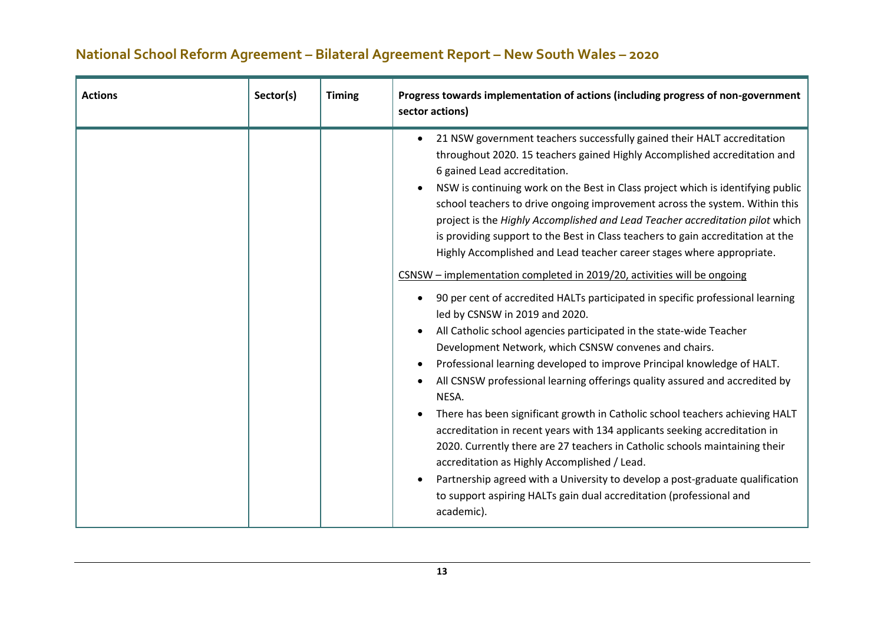## National School Reform Agreement – Bilateral Agreement Report – New South Wales – 2020

| Actions | Sector(s) | Timing | Progress towards implementation of actions (including progress of non-government sector actions) |
|---|---|---|---|
| | | | <ul><li>21 NSW government teachers successfully gained their HALT accreditation throughout 2020. 15 teachers gained Highly Accomplished accreditation and 6 gained Lead accreditation.</li><li>NSW is continuing work on the Best in Class project which is identifying public school teachers to drive ongoing improvement across the system. Within this project is the *Highly Accomplished and Lead Teacher accreditation pilot* which is providing support to the Best in Class teachers to gain accreditation at the Highly Accomplished and Lead teacher career stages where appropriate.</li></ul><u>CSNSW – implementation completed in 2019/20, activities will be ongoing</u><ul><li>90 per cent of accredited HALTs participated in specific professional learning led by CSNSW in 2019 and 2020.</li><li>All Catholic school agencies participated in the state-wide Teacher Development Network, which CSNSW convenes and chairs.</li><li>Professional learning developed to improve Principal knowledge of HALT.</li><li>All CSNSW professional learning offerings quality assured and accredited by NESA.</li><li>There has been significant growth in Catholic school teachers achieving HALT accreditation in recent years with 134 applicants seeking accreditation in 2020. Currently there are 27 teachers in Catholic schools maintaining their accreditation as Highly Accomplished / Lead.</li><li>Partnership agreed with a University to develop a post-graduate qualification to support aspiring HALTs gain dual accreditation (professional and academic).</li></ul> |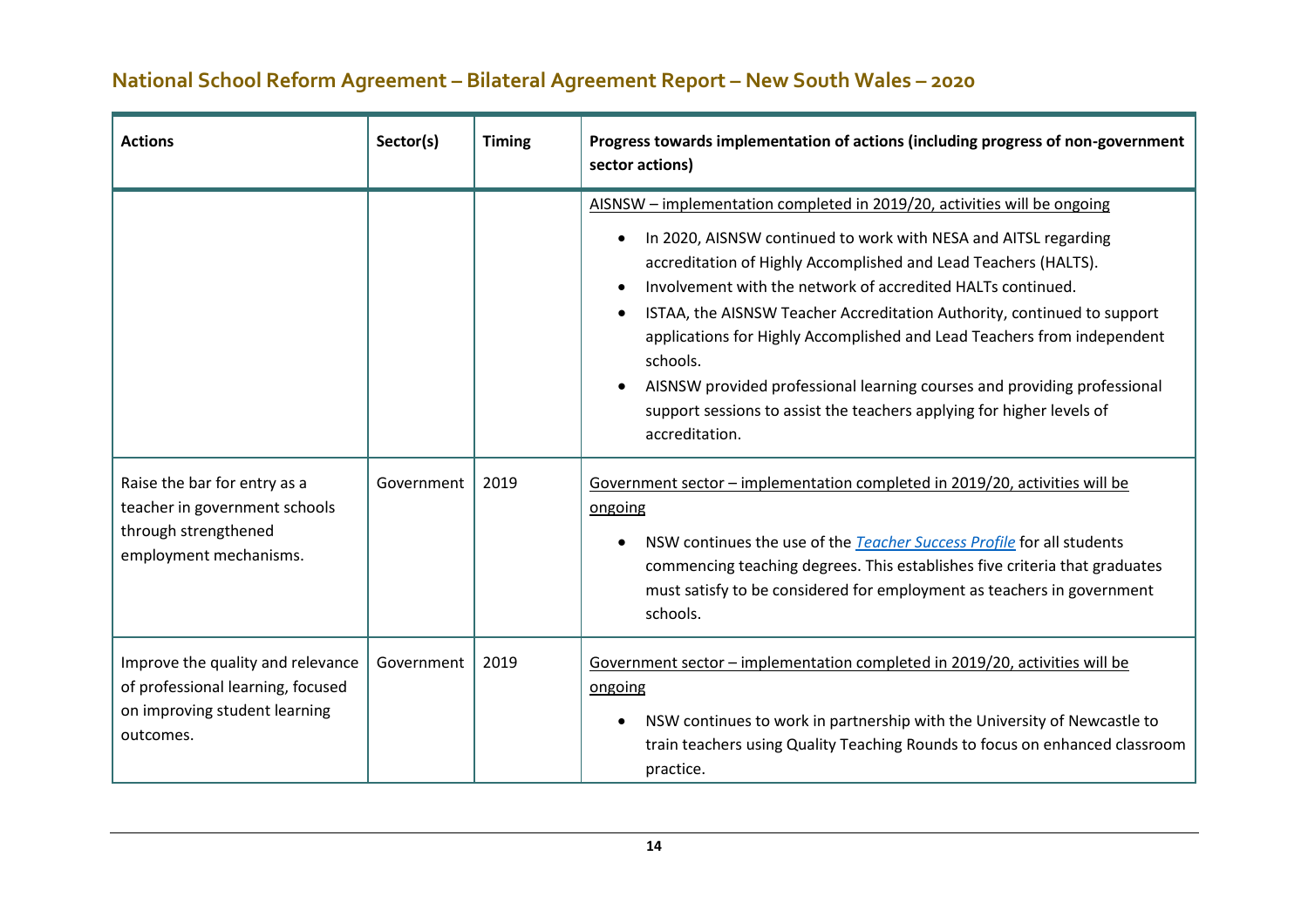## National School Reform Agreement – Bilateral Agreement Report – New South Wales – 2020

| Actions | Sector(s) | Timing | Progress towards implementation of actions (including progress of non-government sector actions) |
|---|---|---|---|
| | | | AISNSW – implementation completed in 2019/20, activities will be ongoing<br>• In 2020, AISNSW continued to work with NESA and AITSL regarding accreditation of Highly Accomplished and Lead Teachers (HALTS).<br>• Involvement with the network of accredited HALTs continued.<br>• ISTAA, the AISNSW Teacher Accreditation Authority, continued to support applications for Highly Accomplished and Lead Teachers from independent schools.<br>• AISNSW provided professional learning courses and providing professional support sessions to assist the teachers applying for higher levels of accreditation. |
| Raise the bar for entry as a teacher in government schools through strengthened employment mechanisms. | Government | 2019 | Government sector – implementation completed in 2019/20, activities will be ongoing<br>• NSW continues the use of the *Teacher Success Profile* for all students commencing teaching degrees. This establishes five criteria that graduates must satisfy to be considered for employment as teachers in government schools. |
| Improve the quality and relevance of professional learning, focused on improving student learning outcomes. | Government | 2019 | Government sector – implementation completed in 2019/20, activities will be ongoing<br>• NSW continues to work in partnership with the University of Newcastle to train teachers using Quality Teaching Rounds to focus on enhanced classroom practice. |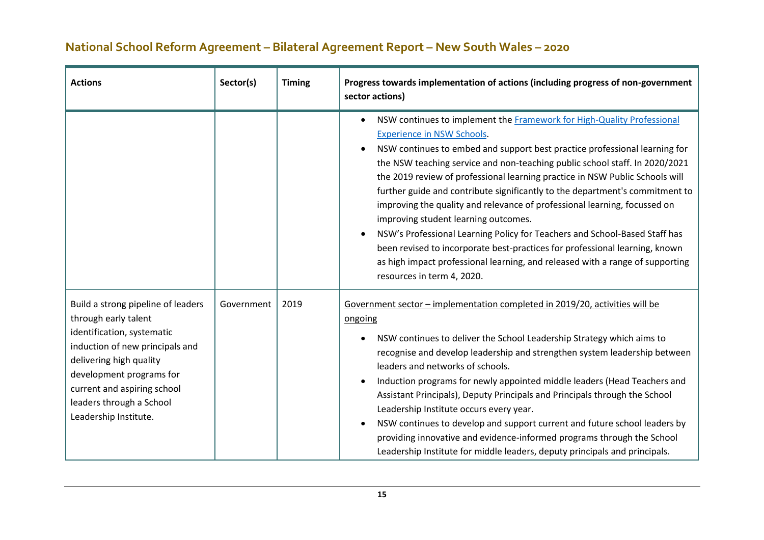## National School Reform Agreement – Bilateral Agreement Report – New South Wales – 2020

| Actions | Sector(s) | Timing | Progress towards implementation of actions (including progress of non-government sector actions) |
|---|---|---|---|
| | | | • NSW continues to implement the [Framework for High-Quality Professional Experience in NSW Schools](). <br> • NSW continues to embed and support best practice professional learning for the NSW teaching service and non-teaching public school staff. In 2020/2021 the 2019 review of professional learning practice in NSW Public Schools will further guide and contribute significantly to the department's commitment to improving the quality and relevance of professional learning, focussed on improving student learning outcomes. <br> • NSW's Professional Learning Policy for Teachers and School-Based Staff has been revised to incorporate best-practices for professional learning, known as high impact professional learning, and released with a range of supporting resources in term 4, 2020. |
| Build a strong pipeline of leaders through early talent identification, systematic induction of new principals and delivering high quality development programs for current and aspiring school leaders through a School Leadership Institute. | Government | 2019 | Government sector – implementation completed in 2019/20, activities will be ongoing <br> • NSW continues to deliver the School Leadership Strategy which aims to recognise and develop leadership and strengthen system leadership between leaders and networks of schools. <br> • Induction programs for newly appointed middle leaders (Head Teachers and Assistant Principals), Deputy Principals and Principals through the School Leadership Institute occurs every year. <br> • NSW continues to develop and support current and future school leaders by providing innovative and evidence-informed programs through the School Leadership Institute for middle leaders, deputy principals and principals. |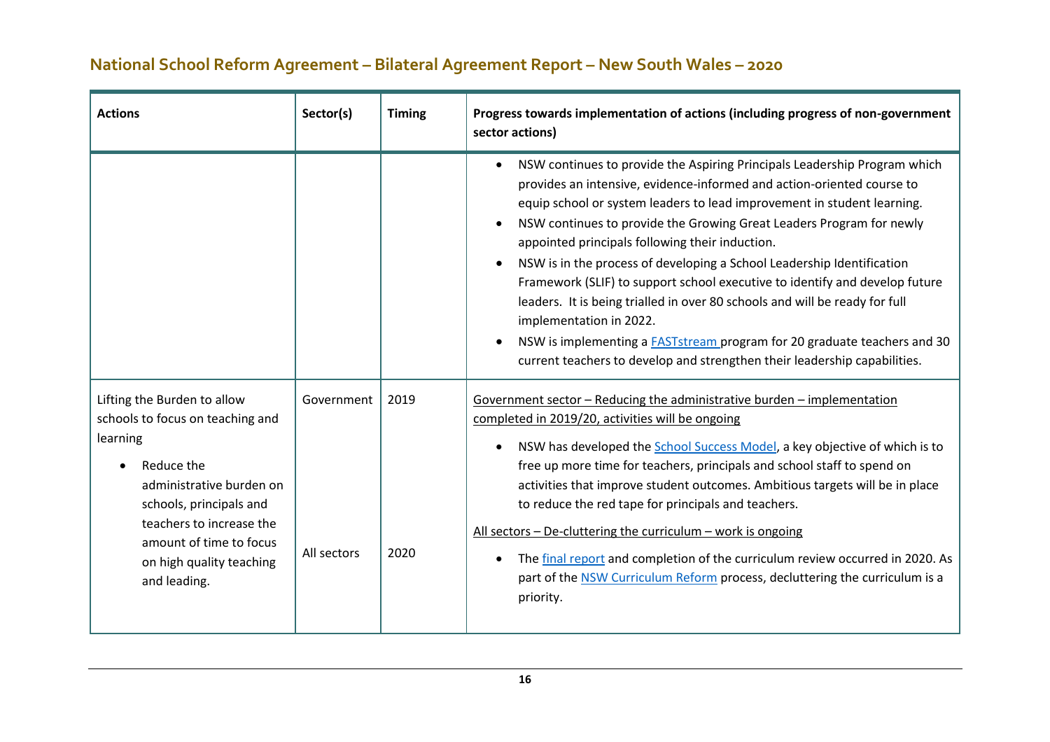## National School Reform Agreement – Bilateral Agreement Report – New South Wales – 2020

| Actions | Sector(s) | Timing | Progress towards implementation of actions (including progress of non-government sector actions) |
|---|---|---|---|
| | | | • NSW continues to provide the Aspiring Principals Leadership Program which provides an intensive, evidence-informed and action-oriented course to equip school or system leaders to lead improvement in student learning.<br>• NSW continues to provide the Growing Great Leaders Program for newly appointed principals following their induction.<br>• NSW is in the process of developing a School Leadership Identification Framework (SLIF) to support school executive to identify and develop future leaders. It is being trialled in over 80 schools and will be ready for full implementation in 2022.<br>• NSW is implementing a FASTstream program for 20 graduate teachers and 30 current teachers to develop and strengthen their leadership capabilities. |
| Lifting the Burden to allow schools to focus on teaching and learning<br>• Reduce the administrative burden on schools, principals and teachers to increase the amount of time to focus on high quality teaching and leading. | Government<br><br><br><br><br>All sectors | 2019<br><br><br><br><br>2020 | Government sector – Reducing the administrative burden – implementation completed in 2019/20, activities will be ongoing<br>• NSW has developed the School Success Model, a key objective of which is to free up more time for teachers, principals and school staff to spend on activities that improve student outcomes. Ambitious targets will be in place to reduce the red tape for principals and teachers.<br>All sectors – De-cluttering the curriculum – work is ongoing<br>• The final report and completion of the curriculum review occurred in 2020. As part of the NSW Curriculum Reform process, decluttering the curriculum is a priority. |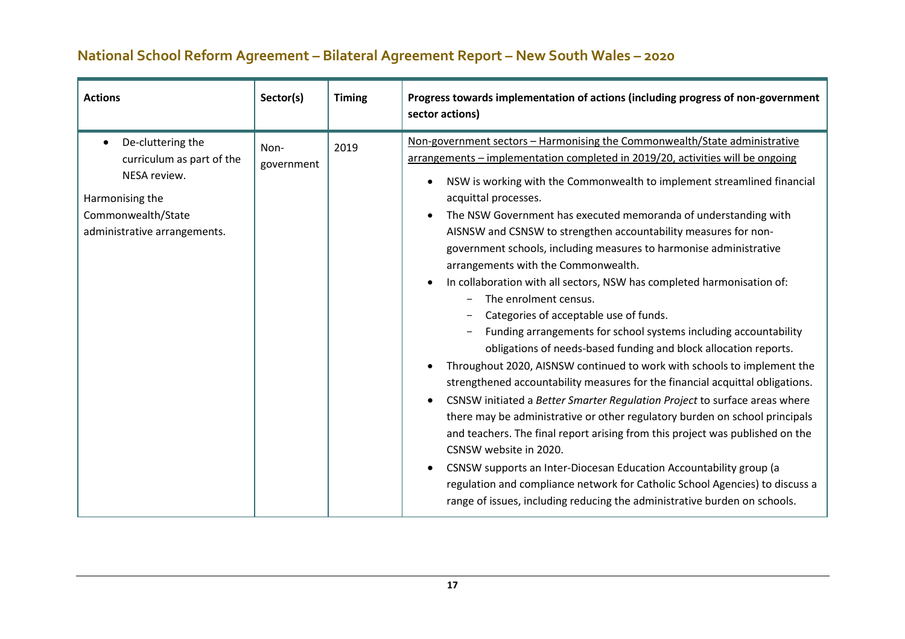## National School Reform Agreement – Bilateral Agreement Report – New South Wales – 2020

| Actions | Sector(s) | Timing | Progress towards implementation of actions (including progress of non-government sector actions) |
|---|---|---|---|
| • De-cluttering the curriculum as part of the NESA review.<br><br>Harmonising the Commonwealth/State administrative arrangements. | Non-government | 2019 | <u>Non-government sectors – Harmonising the Commonwealth/State administrative arrangements – implementation completed in 2019/20, activities will be ongoing</u><br>• NSW is working with the Commonwealth to implement streamlined financial acquittal processes.<br>• The NSW Government has executed memoranda of understanding with AISNSW and CSNSW to strengthen accountability measures for non-government schools, including measures to harmonise administrative arrangements with the Commonwealth.<br>• In collaboration with all sectors, NSW has completed harmonisation of:<br>&nbsp;&nbsp;– The enrolment census.<br>&nbsp;&nbsp;– Categories of acceptable use of funds.<br>&nbsp;&nbsp;– Funding arrangements for school systems including accountability obligations of needs-based funding and block allocation reports.<br>• Throughout 2020, AISNSW continued to work with schools to implement the strengthened accountability measures for the financial acquittal obligations.<br>• CSNSW initiated a *Better Smarter Regulation Project* to surface areas where there may be administrative or other regulatory burden on school principals and teachers. The final report arising from this project was published on the CSNSW website in 2020.<br>• CSNSW supports an Inter-Diocesan Education Accountability group (a regulation and compliance network for Catholic School Agencies) to discuss a range of issues, including reducing the administrative burden on schools. |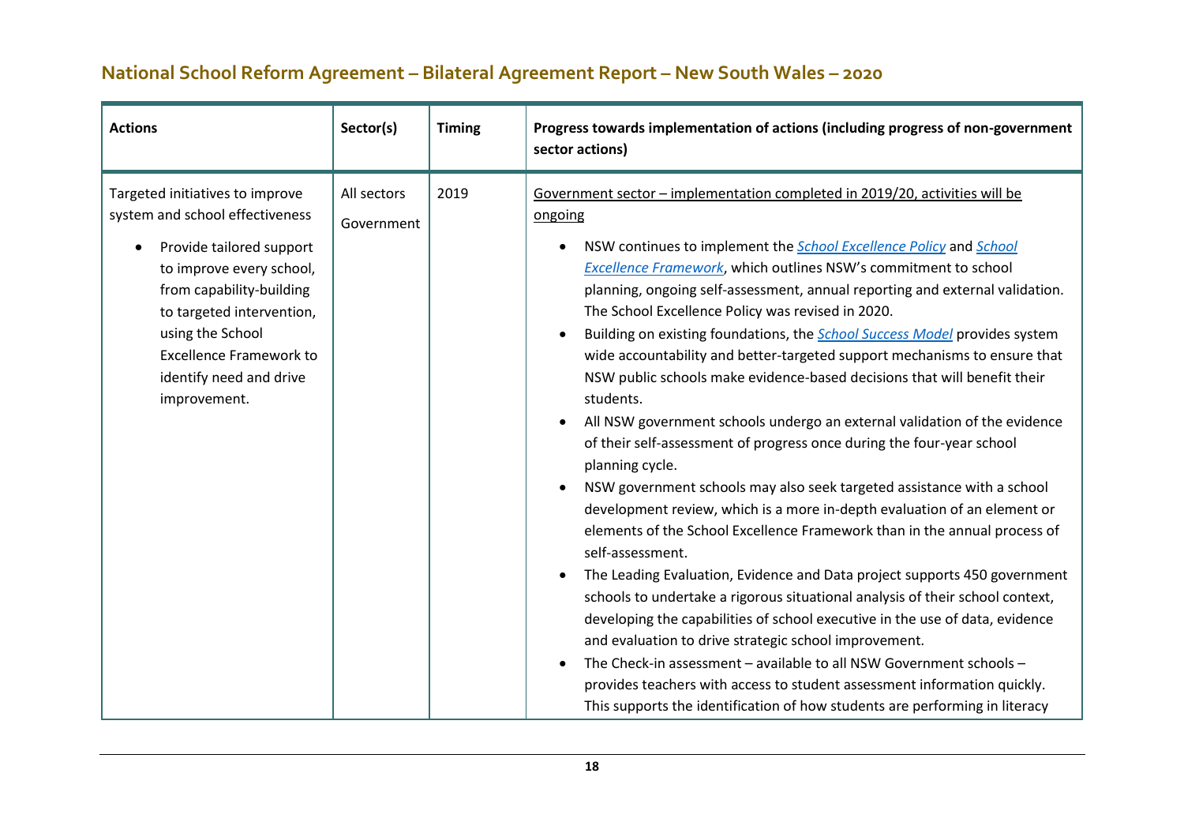## National School Reform Agreement – Bilateral Agreement Report – New South Wales – 2020

| Actions | Sector(s) | Timing | Progress towards implementation of actions (including progress of non-government sector actions) |
|---|---|---|---|
| Targeted initiatives to improve system and school effectiveness<br><br>• Provide tailored support to improve every school, from capability-building to targeted intervention, using the School Excellence Framework to identify need and drive improvement. | All sectors<br>Government | 2019 | Government sector – implementation completed in 2019/20, activities will be ongoing<br><br>• NSW continues to implement the *School Excellence Policy* and *School Excellence Framework*, which outlines NSW's commitment to school planning, ongoing self-assessment, annual reporting and external validation. The School Excellence Policy was revised in 2020.<br>• Building on existing foundations, the *School Success Model* provides system wide accountability and better-targeted support mechanisms to ensure that NSW public schools make evidence-based decisions that will benefit their students.<br>• All NSW government schools undergo an external validation of the evidence of their self-assessment of progress once during the four-year school planning cycle.<br>• NSW government schools may also seek targeted assistance with a school development review, which is a more in-depth evaluation of an element or elements of the School Excellence Framework than in the annual process of self-assessment.<br>• The Leading Evaluation, Evidence and Data project supports 450 government schools to undertake a rigorous situational analysis of their school context, developing the capabilities of school executive in the use of data, evidence and evaluation to drive strategic school improvement.<br>• The Check-in assessment – available to all NSW Government schools – provides teachers with access to student assessment information quickly. This supports the identification of how students are performing in literacy |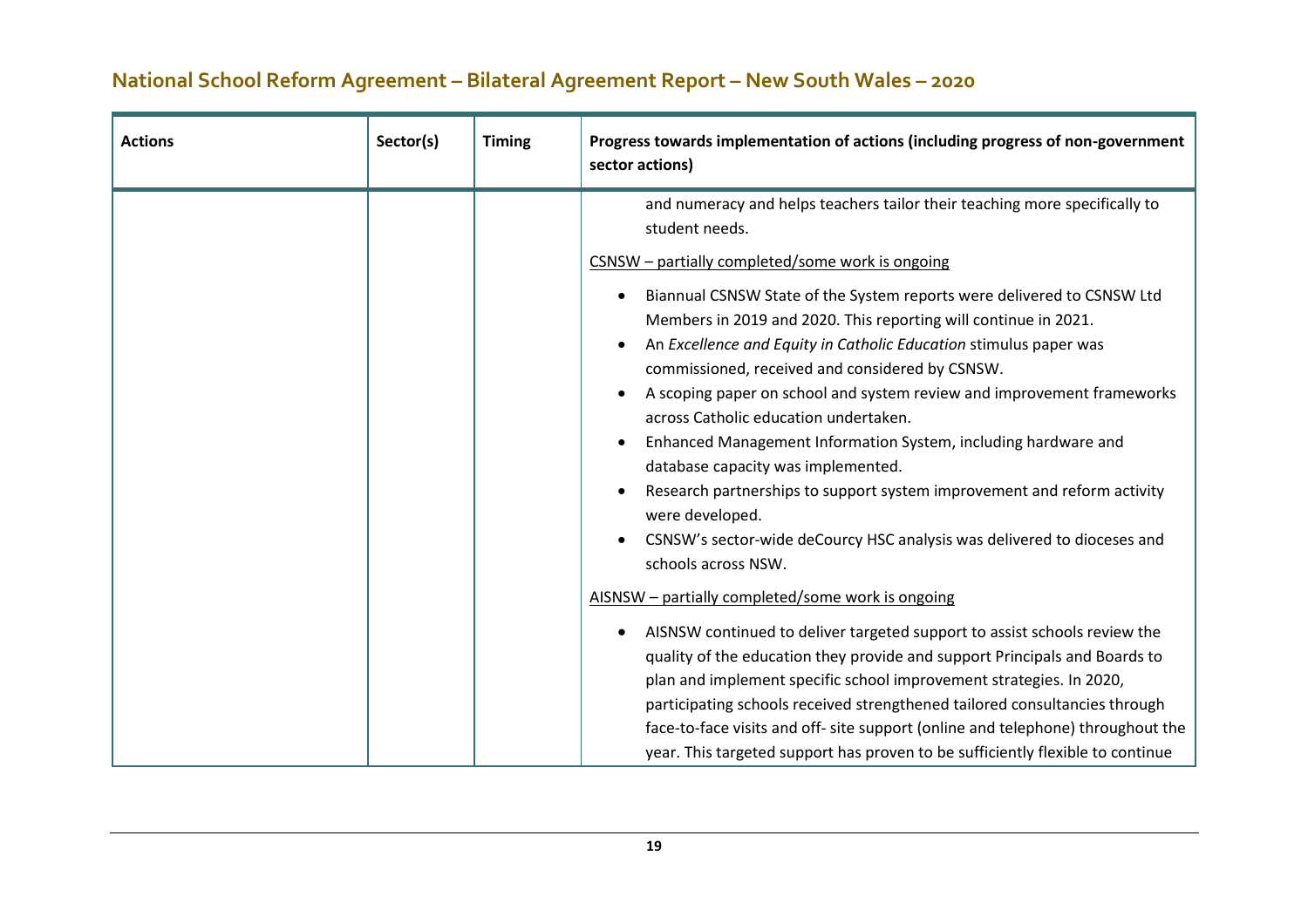## National School Reform Agreement – Bilateral Agreement Report – New South Wales – 2020

| Actions | Sector(s) | Timing | Progress towards implementation of actions (including progress of non-government sector actions) |
|---|---|---|---|
| | | | and numeracy and helps teachers tailor their teaching more specifically to student needs.<br><br><u>CSNSW – partially completed/some work is ongoing</u><br><br>• Biannual CSNSW State of the System reports were delivered to CSNSW Ltd Members in 2019 and 2020. This reporting will continue in 2021.<br>• An *Excellence and Equity in Catholic Education* stimulus paper was commissioned, received and considered by CSNSW.<br>• A scoping paper on school and system review and improvement frameworks across Catholic education undertaken.<br>• Enhanced Management Information System, including hardware and database capacity was implemented.<br>• Research partnerships to support system improvement and reform activity were developed.<br>• CSNSW's sector-wide deCourcy HSC analysis was delivered to dioceses and schools across NSW.<br><br><u>AISNSW – partially completed/some work is ongoing</u><br><br>• AISNSW continued to deliver targeted support to assist schools review the quality of the education they provide and support Principals and Boards to plan and implement specific school improvement strategies. In 2020, participating schools received strengthened tailored consultancies through face-to-face visits and off- site support (online and telephone) throughout the year. This targeted support has proven to be sufficiently flexible to continue |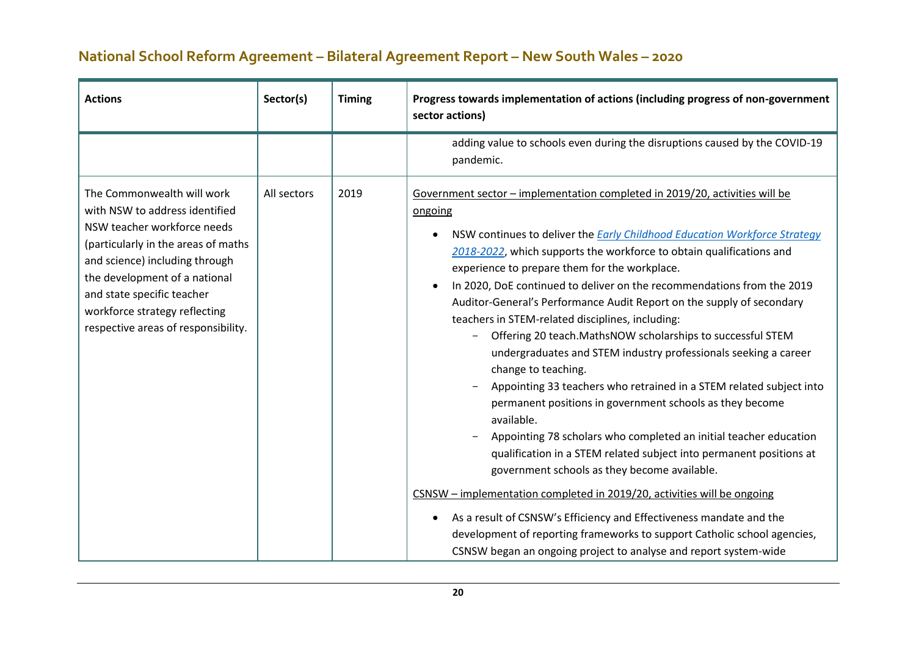## National School Reform Agreement – Bilateral Agreement Report – New South Wales – 2020

| Actions | Sector(s) | Timing | Progress towards implementation of actions (including progress of non-government sector actions) |
|---|---|---|---|
| | | | adding value to schools even during the disruptions caused by the COVID-19 pandemic. |
| The Commonwealth will work with NSW to address identified NSW teacher workforce needs (particularly in the areas of maths and science) including through the development of a national and state specific teacher workforce strategy reflecting respective areas of responsibility. | All sectors | 2019 | Government sector – implementation completed in 2019/20, activities will be ongoing<br><br>• NSW continues to deliver the *Early Childhood Education Workforce Strategy 2018-2022*, which supports the workforce to obtain qualifications and experience to prepare them for the workplace.<br>• In 2020, DoE continued to deliver on the recommendations from the 2019 Auditor-General's Performance Audit Report on the supply of secondary teachers in STEM-related disciplines, including:<br>  – Offering 20 teach.MathsNOW scholarships to successful STEM undergraduates and STEM industry professionals seeking a career change to teaching.<br>  – Appointing 33 teachers who retrained in a STEM related subject into permanent positions in government schools as they become available.<br>  – Appointing 78 scholars who completed an initial teacher education qualification in a STEM related subject into permanent positions at government schools as they become available.<br><br>CSNSW – implementation completed in 2019/20, activities will be ongoing<br><br>• As a result of CSNSW's Efficiency and Effectiveness mandate and the development of reporting frameworks to support Catholic school agencies, CSNSW began an ongoing project to analyse and report system-wide |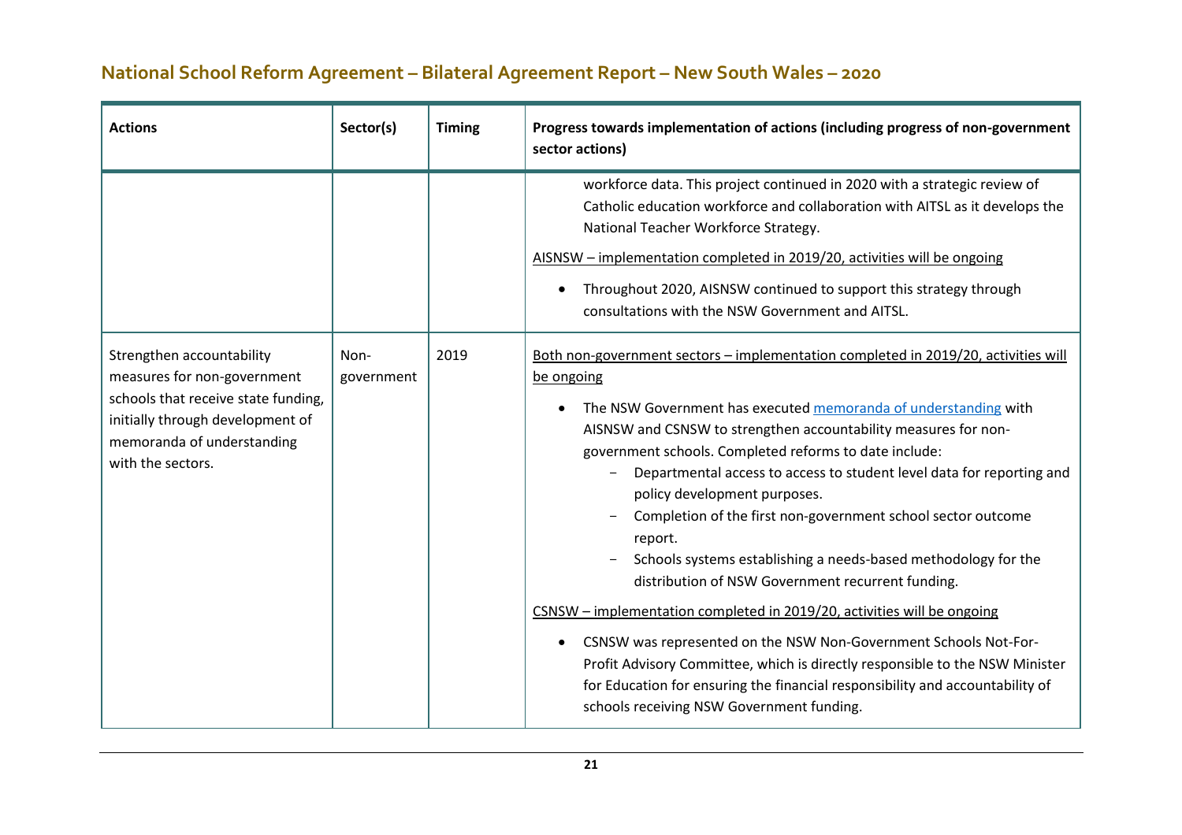## National School Reform Agreement – Bilateral Agreement Report – New South Wales – 2020

| Actions | Sector(s) | Timing | Progress towards implementation of actions (including progress of non-government sector actions) |
|---|---|---|---|
| | | | workforce data. This project continued in 2020 with a strategic review of Catholic education workforce and collaboration with AITSL as it develops the National Teacher Workforce Strategy.<br><br>AISNSW – implementation completed in 2019/20, activities will be ongoing<br><br>• Throughout 2020, AISNSW continued to support this strategy through consultations with the NSW Government and AITSL. |
| Strengthen accountability measures for non-government schools that receive state funding, initially through development of memoranda of understanding with the sectors. | Non-government | 2019 | Both non-government sectors – implementation completed in 2019/20, activities will be ongoing<br><br>• The NSW Government has executed memoranda of understanding with AISNSW and CSNSW to strengthen accountability measures for non-government schools. Completed reforms to date include:<br>− Departmental access to access to student level data for reporting and policy development purposes.<br>− Completion of the first non-government school sector outcome report.<br>− Schools systems establishing a needs-based methodology for the distribution of NSW Government recurrent funding.<br><br>CSNSW – implementation completed in 2019/20, activities will be ongoing<br><br>• CSNSW was represented on the NSW Non-Government Schools Not-For-Profit Advisory Committee, which is directly responsible to the NSW Minister for Education for ensuring the financial responsibility and accountability of schools receiving NSW Government funding. |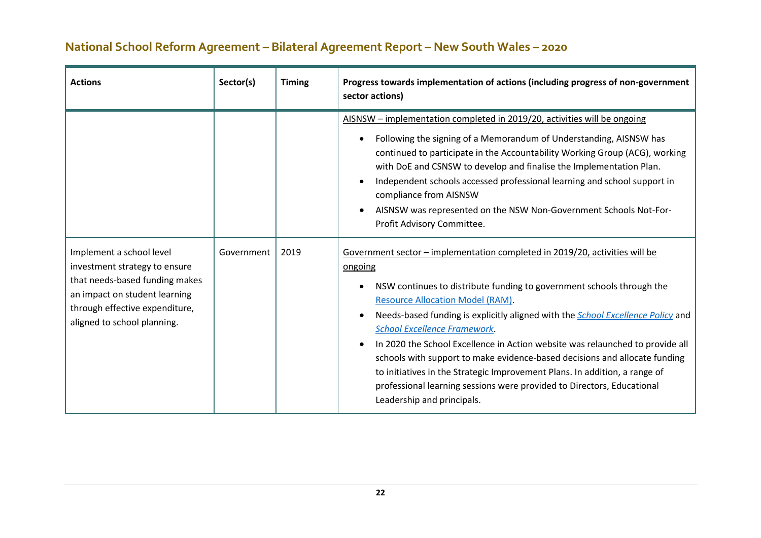## National School Reform Agreement – Bilateral Agreement Report – New South Wales – 2020

| Actions | Sector(s) | Timing | Progress towards implementation of actions (including progress of non-government sector actions) |
|---|---|---|---|
| | | | AISNSW – implementation completed in 2019/20, activities will be ongoing<br><br>• Following the signing of a Memorandum of Understanding, AISNSW has continued to participate in the Accountability Working Group (ACG), working with DoE and CSNSW to develop and finalise the Implementation Plan.<br>• Independent schools accessed professional learning and school support in compliance from AISNSW<br>• AISNSW was represented on the NSW Non-Government Schools Not-For-Profit Advisory Committee. |
| Implement a school level investment strategy to ensure that needs-based funding makes an impact on student learning through effective expenditure, aligned to school planning. | Government | 2019 | Government sector – implementation completed in 2019/20, activities will be ongoing<br><br>• NSW continues to distribute funding to government schools through the Resource Allocation Model (RAM).<br>• Needs-based funding is explicitly aligned with the *School Excellence Policy* and *School Excellence Framework*.<br>• In 2020 the School Excellence in Action website was relaunched to provide all schools with support to make evidence-based decisions and allocate funding to initiatives in the Strategic Improvement Plans. In addition, a range of professional learning sessions were provided to Directors, Educational Leadership and principals. |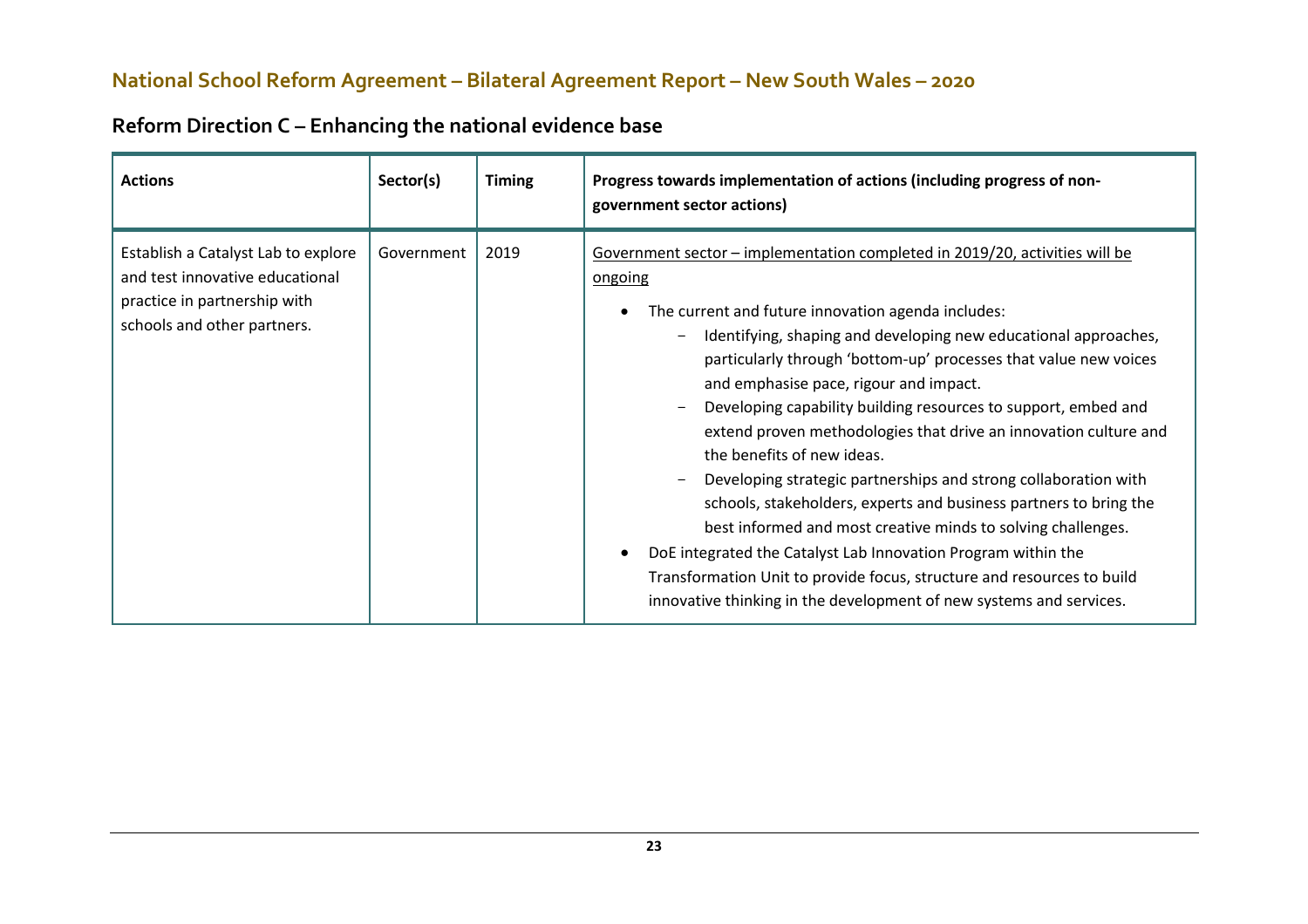## Reform Direction C – Enhancing the national evidence base

| Actions | Sector(s) | Timing | Progress towards implementation of actions (including progress of non-government sector actions) |
|---|---|---|---|
| Establish a Catalyst Lab to explore and test innovative educational practice in partnership with schools and other partners. | Government | 2019 | <u>Government sector – implementation completed in 2019/20, activities will be ongoing</u><br>• The current and future innovation agenda includes:<br>  − Identifying, shaping and developing new educational approaches, particularly through 'bottom-up' processes that value new voices and emphasise pace, rigour and impact.<br>  − Developing capability building resources to support, embed and extend proven methodologies that drive an innovation culture and the benefits of new ideas.<br>  − Developing strategic partnerships and strong collaboration with schools, stakeholders, experts and business partners to bring the best informed and most creative minds to solving challenges.<br>• DoE integrated the Catalyst Lab Innovation Program within the Transformation Unit to provide focus, structure and resources to build innovative thinking in the development of new systems and services. |